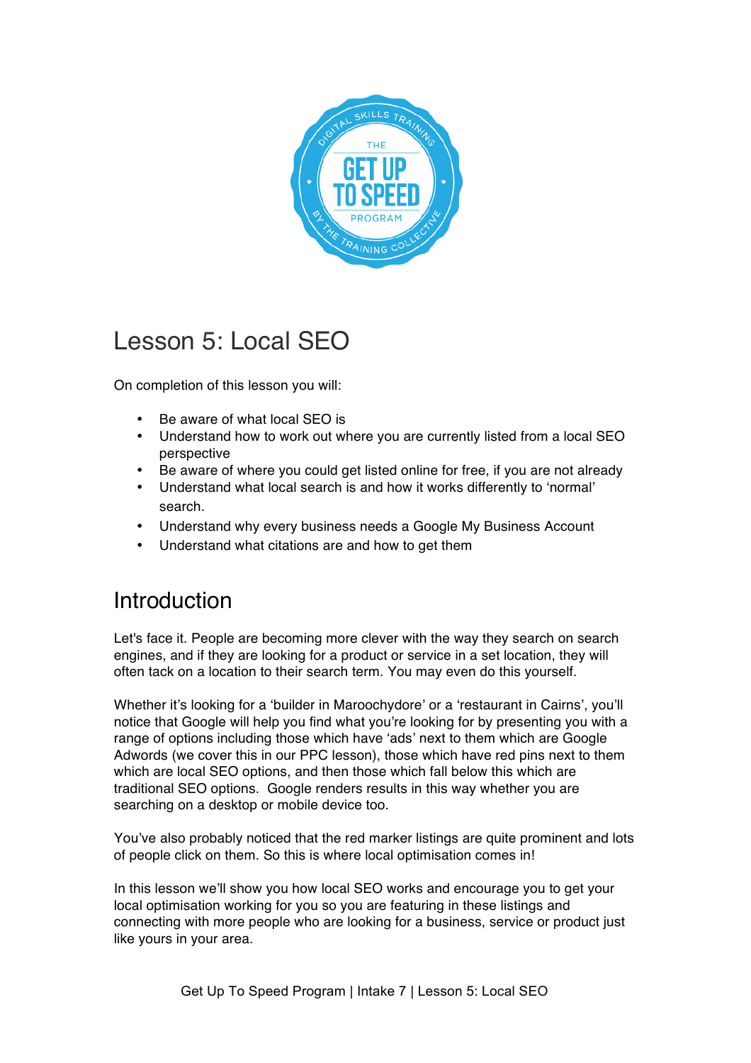# Lesson 5: Local SEO

On completion of this lesson you will:

- Be aware of what local SEO is
- Understand how to work out where you are currently listed from a local SEO perspective
- Be aware of where you could get listed online for free, if you are not already
- Understand what local search is and how it works differently to 'normal' search.
- Understand why every business needs a Google My Business Account
- Understand what citations are and how to get them

## Introduction

Let's face it. People are becoming more clever with the way they search on search engines, and if they are looking for a product or service in a set location, they will often tack on a location to their search term. You may even do this yourself.

Whether it's looking for a 'builder in Maroochydore' or a 'restaurant in Cairns', you'll notice that Google will help you find what you're looking for by presenting you with a range of options including those which have 'ads' next to them which are Google Adwords (we cover this in our PPC lesson), those which have red pins next to them which are local SEO options, and then those which fall below this which are traditional SEO options. Google renders results in this way whether you are searching on a desktop or mobile device too.

You've also probably noticed that the red marker listings are quite prominent and lots of people click on them. So this is where local optimisation comes in!

In this lesson we'll show you how local SEO works and encourage you to get your local optimisation working for you so you are featuring in these listings and connecting with more people who are looking for a business, service or product just like yours in your area.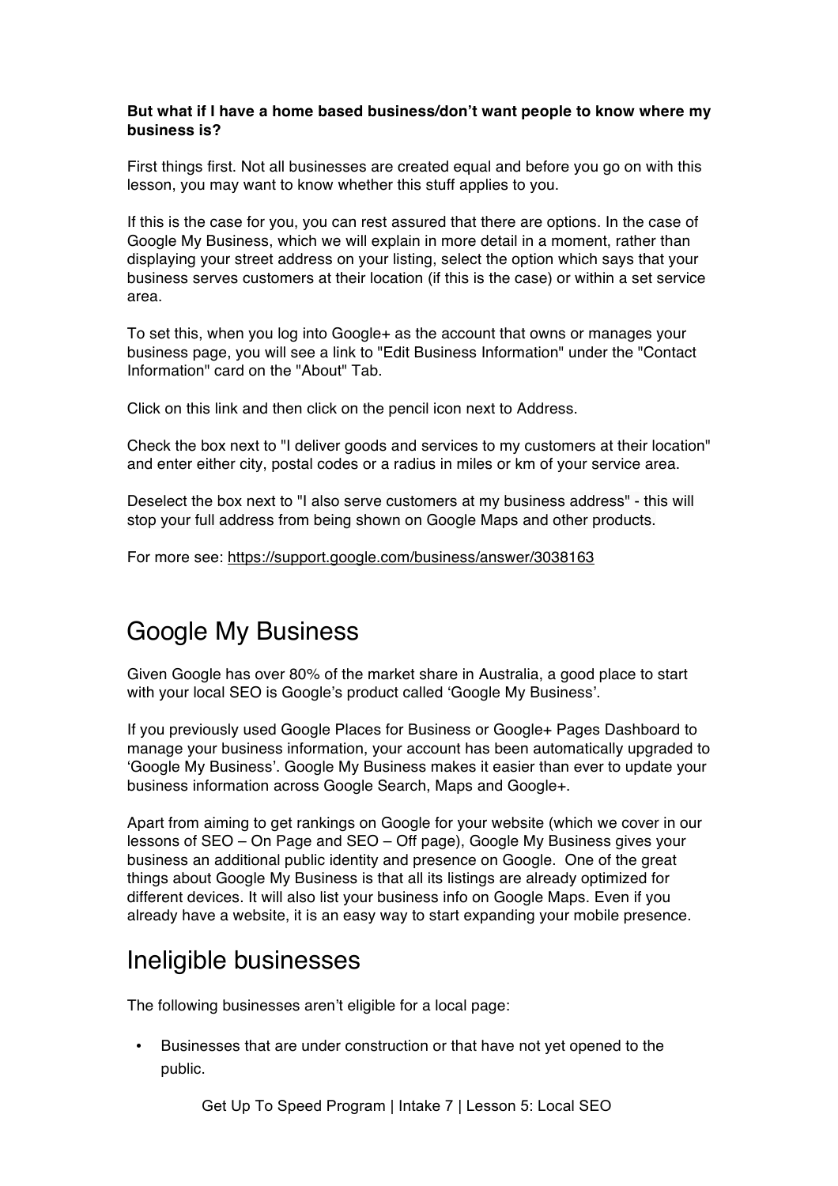**But what if I have a home based business/don't want people to know where my business is?**

First things first. Not all businesses are created equal and before you go on with this lesson, you may want to know whether this stuff applies to you.

If this is the case for you, you can rest assured that there are options. In the case of Google My Business, which we will explain in more detail in a moment, rather than displaying your street address on your listing, select the option which says that your business serves customers at their location (if this is the case) or within a set service area.

To set this, when you log into Google+ as the account that owns or manages your business page, you will see a link to "Edit Business Information" under the "Contact Information" card on the "About" Tab.

Click on this link and then click on the pencil icon next to Address.

Check the box next to "I deliver goods and services to my customers at their location" and enter either city, postal codes or a radius in miles or km of your service area.

Deselect the box next to "I also serve customers at my business address" - this will stop your full address from being shown on Google Maps and other products.

For more see: https://support.google.com/business/answer/3038163

# Google My Business

Given Google has over 80% of the market share in Australia, a good place to start with your local SEO is Google's product called 'Google My Business'.

If you previously used Google Places for Business or Google+ Pages Dashboard to manage your business information, your account has been automatically upgraded to 'Google My Business'. Google My Business makes it easier than ever to update your business information across Google Search, Maps and Google+.

Apart from aiming to get rankings on Google for your website (which we cover in our lessons of SEO – On Page and SEO – Off page), Google My Business gives your business an additional public identity and presence on Google. One of the great things about Google My Business is that all its listings are already optimized for different devices. It will also list your business info on Google Maps. Even if you already have a website, it is an easy way to start expanding your mobile presence.

# Ineligible businesses

The following businesses aren't eligible for a local page:

- Businesses that are under construction or that have not yet opened to the public.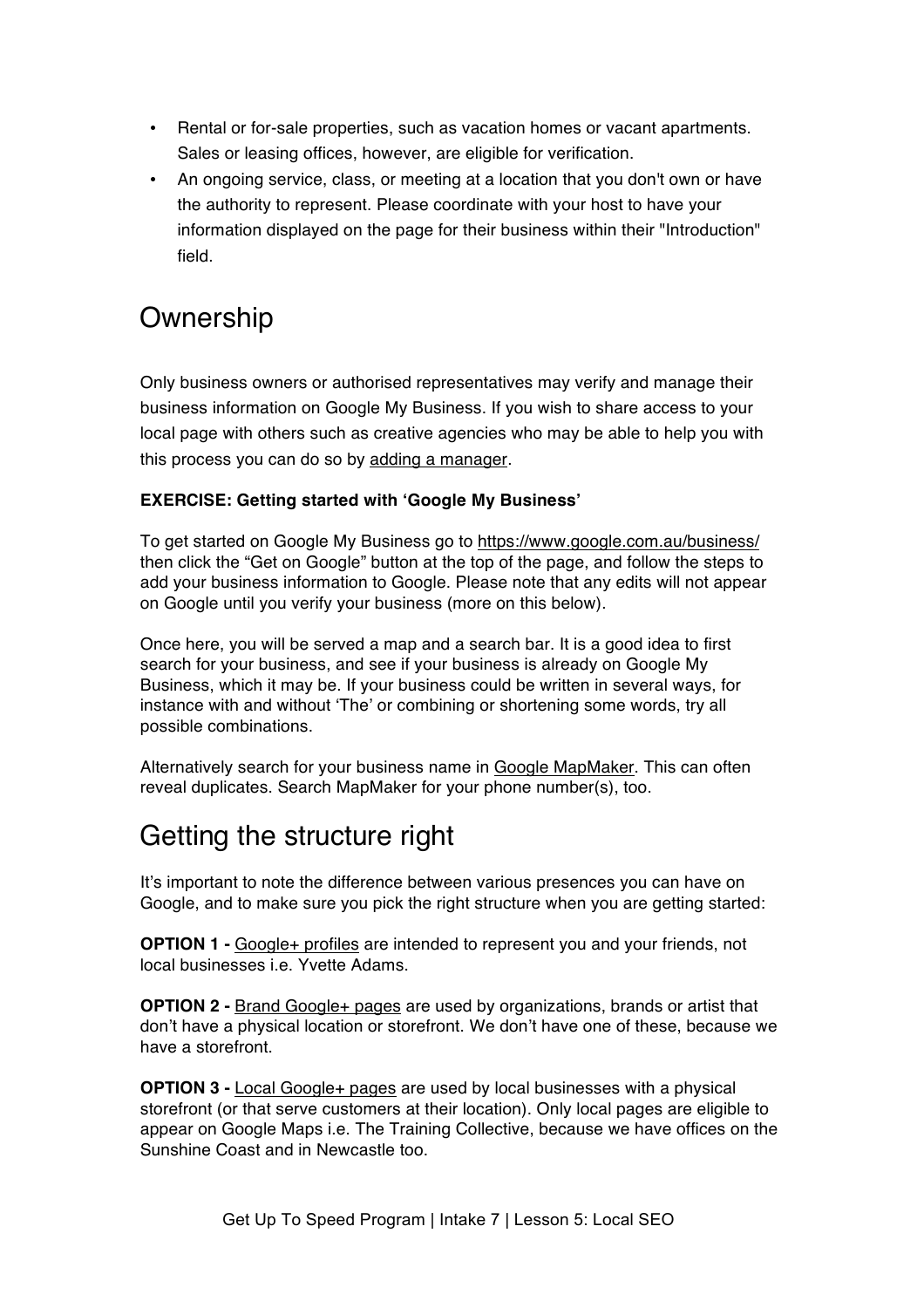- Rental or for-sale properties, such as vacation homes or vacant apartments. Sales or leasing offices, however, are eligible for verification.
- An ongoing service, class, or meeting at a location that you don't own or have the authority to represent. Please coordinate with your host to have your information displayed on the page for their business within their "Introduction" field.

## Ownership

Only business owners or authorised representatives may verify and manage their business information on Google My Business. If you wish to share access to your local page with others such as creative agencies who may be able to help you with this process you can do so by adding a manager.

**EXERCISE: Getting started with 'Google My Business'**

To get started on Google My Business go to https://www.google.com.au/business/ then click the "Get on Google" button at the top of the page, and follow the steps to add your business information to Google. Please note that any edits will not appear on Google until you verify your business (more on this below).

Once here, you will be served a map and a search bar. It is a good idea to first search for your business, and see if your business is already on Google My Business, which it may be. If your business could be written in several ways, for instance with and without 'The' or combining or shortening some words, try all possible combinations.

Alternatively search for your business name in Google MapMaker. This can often reveal duplicates. Search MapMaker for your phone number(s), too.

## Getting the structure right

It's important to note the difference between various presences you can have on Google, and to make sure you pick the right structure when you are getting started:

**OPTION 1 -** Google+ profiles are intended to represent you and your friends, not local businesses i.e. Yvette Adams.

**OPTION 2 -** Brand Google+ pages are used by organizations, brands or artist that don't have a physical location or storefront. We don't have one of these, because we have a storefront.

**OPTION 3 -** Local Google+ pages are used by local businesses with a physical storefront (or that serve customers at their location). Only local pages are eligible to appear on Google Maps i.e. The Training Collective, because we have offices on the Sunshine Coast and in Newcastle too.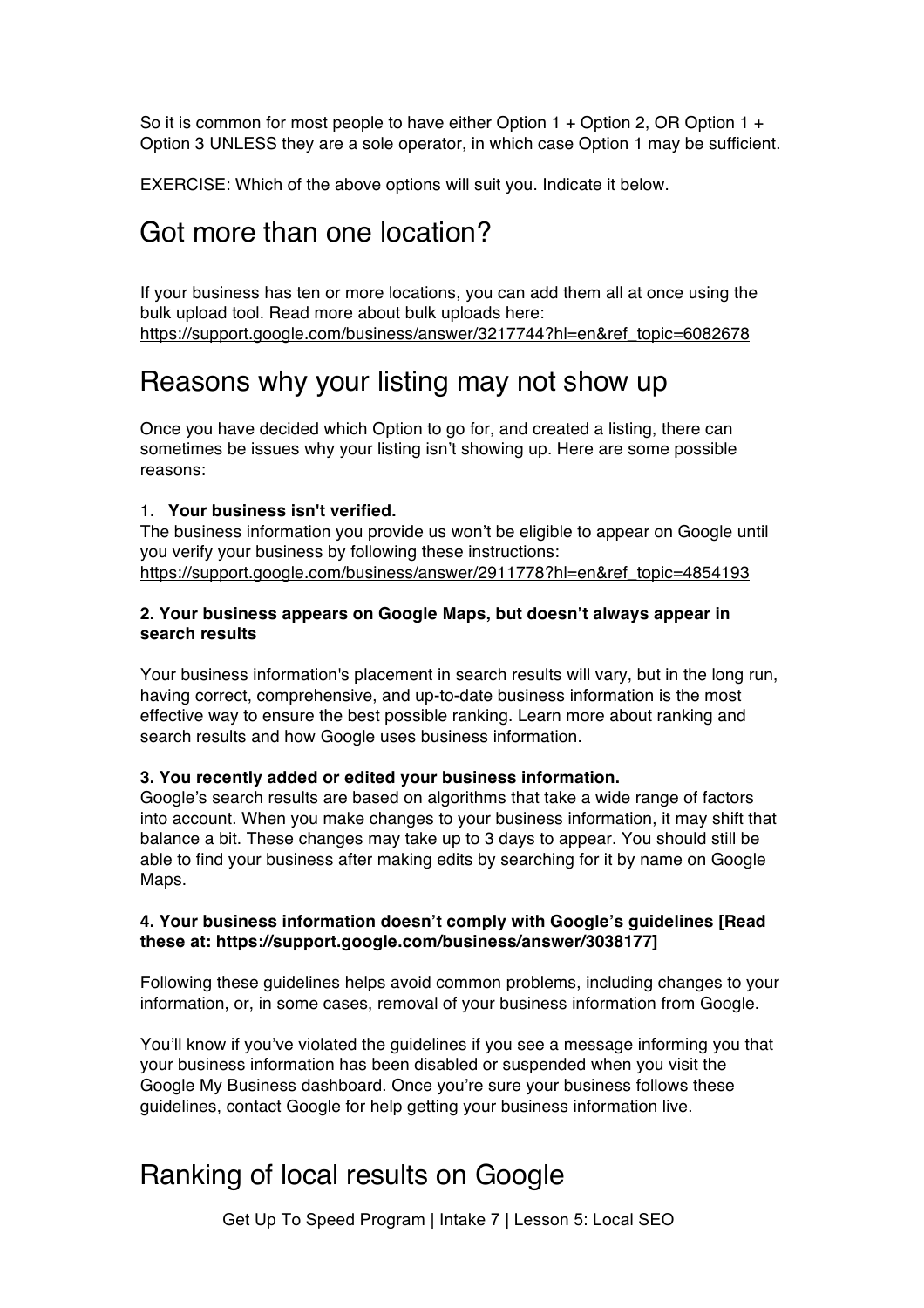So it is common for most people to have either Option 1 + Option 2, OR Option 1 + Option 3 UNLESS they are a sole operator, in which case Option 1 may be sufficient.

EXERCISE: Which of the above options will suit you. Indicate it below.

## Got more than one location?

If your business has ten or more locations, you can add them all at once using the bulk upload tool. Read more about bulk uploads here: https://support.google.com/business/answer/3217744?hl=en&ref_topic=6082678

## Reasons why your listing may not show up

Once you have decided which Option to go for, and created a listing, there can sometimes be issues why your listing isn't showing up. Here are some possible reasons:

1. **Your business isn't verified.**
The business information you provide us won't be eligible to appear on Google until you verify your business by following these instructions: https://support.google.com/business/answer/2911778?hl=en&ref_topic=4854193

**2. Your business appears on Google Maps, but doesn't always appear in search results**

Your business information's placement in search results will vary, but in the long run, having correct, comprehensive, and up-to-date business information is the most effective way to ensure the best possible ranking. Learn more about ranking and search results and how Google uses business information.

**3. You recently added or edited your business information.**
Google's search results are based on algorithms that take a wide range of factors into account. When you make changes to your business information, it may shift that balance a bit. These changes may take up to 3 days to appear. You should still be able to find your business after making edits by searching for it by name on Google Maps.

**4. Your business information doesn't comply with Google's guidelines [Read these at: https://support.google.com/business/answer/3038177]**

Following these guidelines helps avoid common problems, including changes to your information, or, in some cases, removal of your business information from Google.

You'll know if you've violated the guidelines if you see a message informing you that your business information has been disabled or suspended when you visit the Google My Business dashboard. Once you're sure your business follows these guidelines, contact Google for help getting your business information live.

## Ranking of local results on Google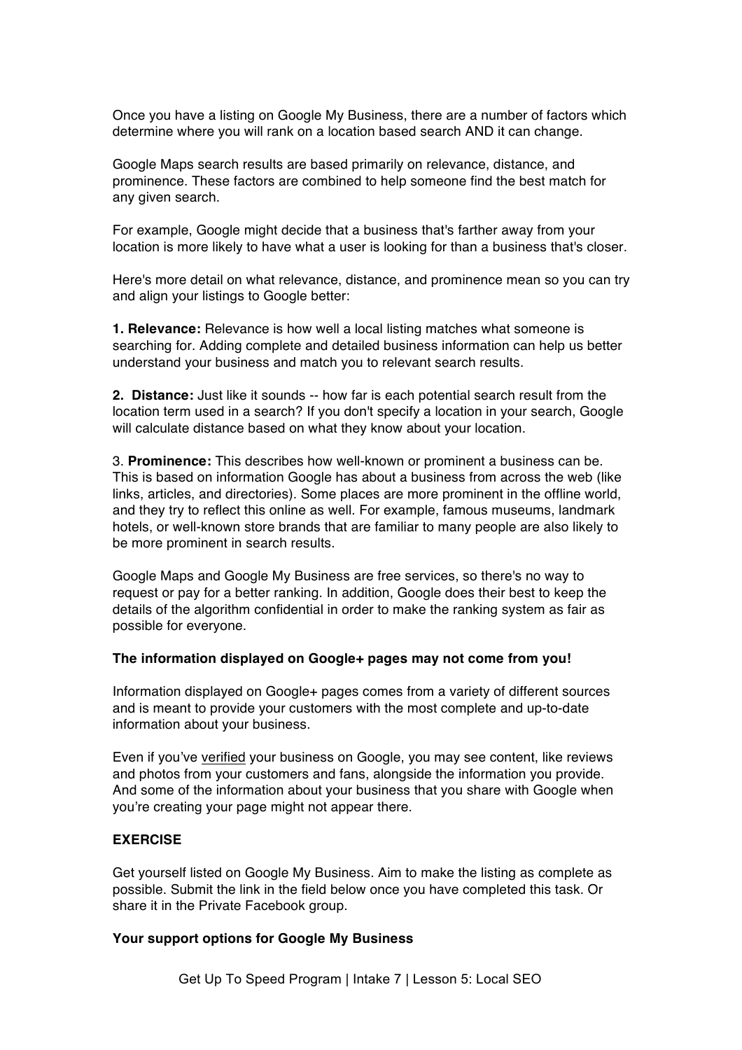Once you have a listing on Google My Business, there are a number of factors which determine where you will rank on a location based search AND it can change.

Google Maps search results are based primarily on relevance, distance, and prominence. These factors are combined to help someone find the best match for any given search.

For example, Google might decide that a business that's farther away from your location is more likely to have what a user is looking for than a business that's closer.

Here's more detail on what relevance, distance, and prominence mean so you can try and align your listings to Google better:

**1. Relevance:** Relevance is how well a local listing matches what someone is searching for. Adding complete and detailed business information can help us better understand your business and match you to relevant search results.

**2. Distance:** Just like it sounds -- how far is each potential search result from the location term used in a search? If you don't specify a location in your search, Google will calculate distance based on what they know about your location.

3. **Prominence:** This describes how well-known or prominent a business can be. This is based on information Google has about a business from across the web (like links, articles, and directories). Some places are more prominent in the offline world, and they try to reflect this online as well. For example, famous museums, landmark hotels, or well-known store brands that are familiar to many people are also likely to be more prominent in search results.

Google Maps and Google My Business are free services, so there's no way to request or pay for a better ranking. In addition, Google does their best to keep the details of the algorithm confidential in order to make the ranking system as fair as possible for everyone.

**The information displayed on Google+ pages may not come from you!**

Information displayed on Google+ pages comes from a variety of different sources and is meant to provide your customers with the most complete and up-to-date information about your business.

Even if you've verified your business on Google, you may see content, like reviews and photos from your customers and fans, alongside the information you provide. And some of the information about your business that you share with Google when you're creating your page might not appear there.

**EXERCISE**

Get yourself listed on Google My Business. Aim to make the listing as complete as possible. Submit the link in the field below once you have completed this task. Or share it in the Private Facebook group.

**Your support options for Google My Business**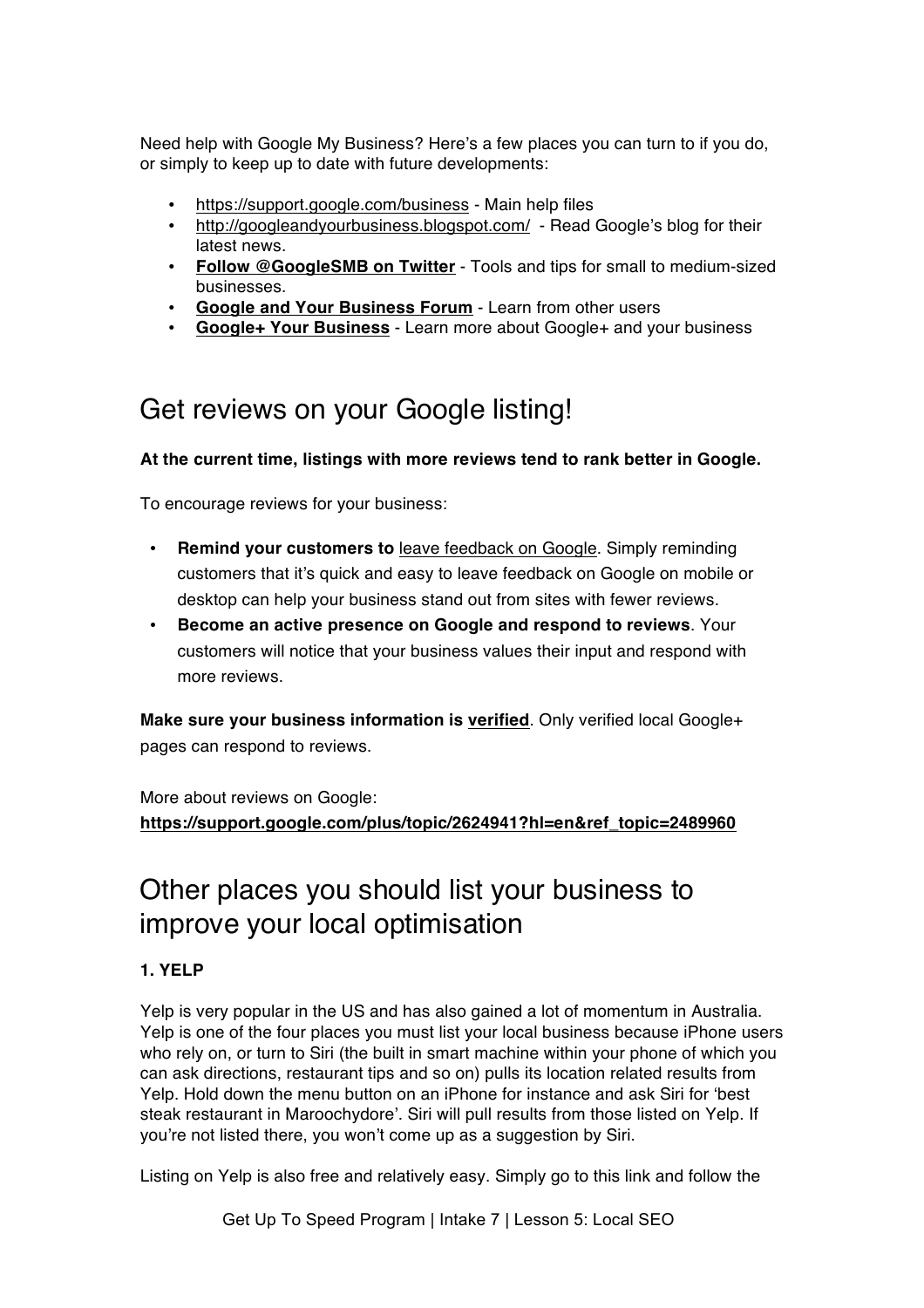Need help with Google My Business? Here's a few places you can turn to if you do, or simply to keep up to date with future developments:

- https://support.google.com/business - Main help files
- http://googleandyourbusiness.blogspot.com/ - Read Google's blog for their latest news.
- **Follow @GoogleSMB on Twitter** - Tools and tips for small to medium-sized businesses.
- **Google and Your Business Forum** - Learn from other users
- **Google+ Your Business** - Learn more about Google+ and your business

## Get reviews on your Google listing!

**At the current time, listings with more reviews tend to rank better in Google.**

To encourage reviews for your business:

- **Remind your customers to** leave feedback on Google. Simply reminding customers that it's quick and easy to leave feedback on Google on mobile or desktop can help your business stand out from sites with fewer reviews.
- **Become an active presence on Google and respond to reviews**. Your customers will notice that your business values their input and respond with more reviews.

**Make sure your business information is verified**. Only verified local Google+ pages can respond to reviews.

More about reviews on Google:
**https://support.google.com/plus/topic/2624941?hl=en&ref_topic=2489960**

## Other places you should list your business to improve your local optimisation

### 1. YELP

Yelp is very popular in the US and has also gained a lot of momentum in Australia. Yelp is one of the four places you must list your local business because iPhone users who rely on, or turn to Siri (the built in smart machine within your phone of which you can ask directions, restaurant tips and so on) pulls its location related results from Yelp. Hold down the menu button on an iPhone for instance and ask Siri for 'best steak restaurant in Maroochydore'. Siri will pull results from those listed on Yelp. If you're not listed there, you won't come up as a suggestion by Siri.

Listing on Yelp is also free and relatively easy. Simply go to this link and follow the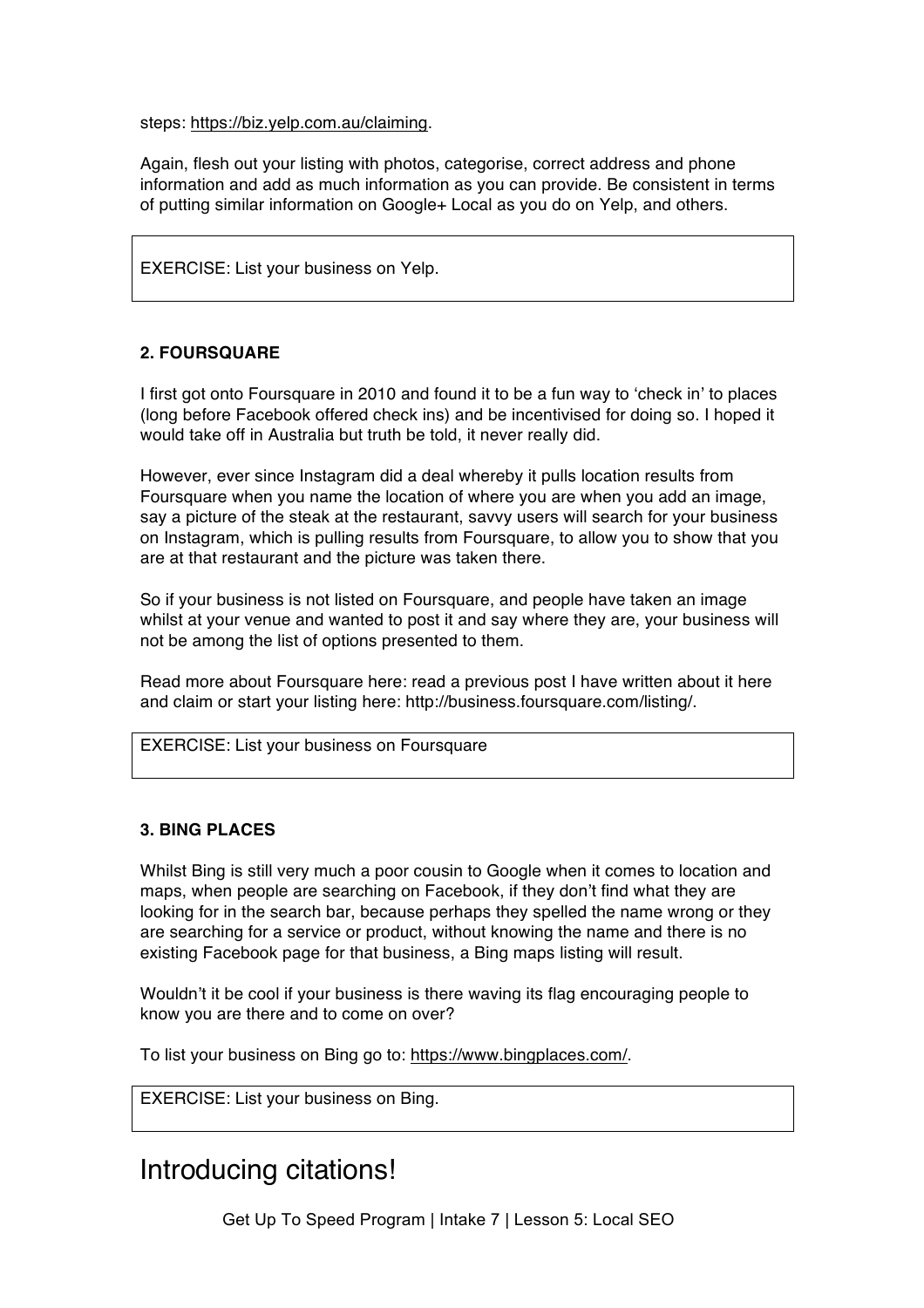steps: https://biz.yelp.com.au/claiming.

Again, flesh out your listing with photos, categorise, correct address and phone information and add as much information as you can provide. Be consistent in terms of putting similar information on Google+ Local as you do on Yelp, and others.

> EXERCISE: List your business on Yelp.

**2. FOURSQUARE**

I first got onto Foursquare in 2010 and found it to be a fun way to 'check in' to places (long before Facebook offered check ins) and be incentivised for doing so. I hoped it would take off in Australia but truth be told, it never really did.

However, ever since Instagram did a deal whereby it pulls location results from Foursquare when you name the location of where you are when you add an image, say a picture of the steak at the restaurant, savvy users will search for your business on Instagram, which is pulling results from Foursquare, to allow you to show that you are at that restaurant and the picture was taken there.

So if your business is not listed on Foursquare, and people have taken an image whilst at your venue and wanted to post it and say where they are, your business will not be among the list of options presented to them.

Read more about Foursquare here: read a previous post I have written about it here and claim or start your listing here: http://business.foursquare.com/listing/.

> EXERCISE: List your business on Foursquare

**3. BING PLACES**

Whilst Bing is still very much a poor cousin to Google when it comes to location and maps, when people are searching on Facebook, if they don't find what they are looking for in the search bar, because perhaps they spelled the name wrong or they are searching for a service or product, without knowing the name and there is no existing Facebook page for that business, a Bing maps listing will result.

Wouldn't it be cool if your business is there waving its flag encouraging people to know you are there and to come on over?

To list your business on Bing go to: https://www.bingplaces.com/.

> EXERCISE: List your business on Bing.

# Introducing citations!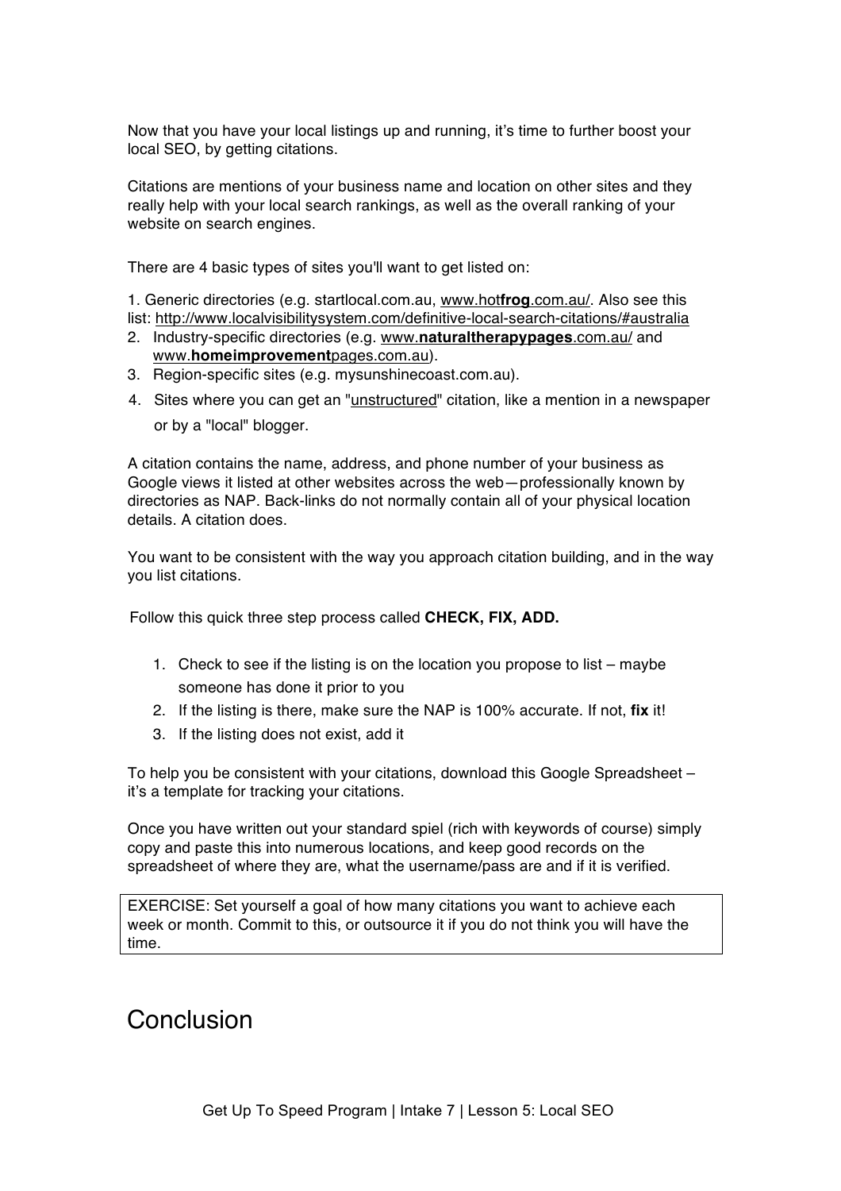Now that you have your local listings up and running, it's time to further boost your local SEO, by getting citations.

Citations are mentions of your business name and location on other sites and they really help with your local search rankings, as well as the overall ranking of your website on search engines.

There are 4 basic types of sites you'll want to get listed on:

1. Generic directories (e.g. startlocal.com.au, www.hot**frog**.com.au/. Also see this list: http://www.localvisibilitysystem.com/definitive-local-search-citations/#australia
2. Industry-specific directories (e.g. www.**naturaltherapypages**.com.au/ and www.**homeimprovement**pages.com.au).
3. Region-specific sites (e.g. mysunshinecoast.com.au).
4. Sites where you can get an "unstructured" citation, like a mention in a newspaper or by a "local" blogger.

A citation contains the name, address, and phone number of your business as Google views it listed at other websites across the web—professionally known by directories as NAP. Back-links do not normally contain all of your physical location details. A citation does.

You want to be consistent with the way you approach citation building, and in the way you list citations.

Follow this quick three step process called **CHECK, FIX, ADD.**

1. Check to see if the listing is on the location you propose to list – maybe someone has done it prior to you
2. If the listing is there, make sure the NAP is 100% accurate. If not, **fix** it!
3. If the listing does not exist, add it

To help you be consistent with your citations, download this Google Spreadsheet – it's a template for tracking your citations.

Once you have written out your standard spiel (rich with keywords of course) simply copy and paste this into numerous locations, and keep good records on the spreadsheet of where they are, what the username/pass are and if it is verified.

EXERCISE: Set yourself a goal of how many citations you want to achieve each week or month. Commit to this, or outsource it if you do not think you will have the time.

# Conclusion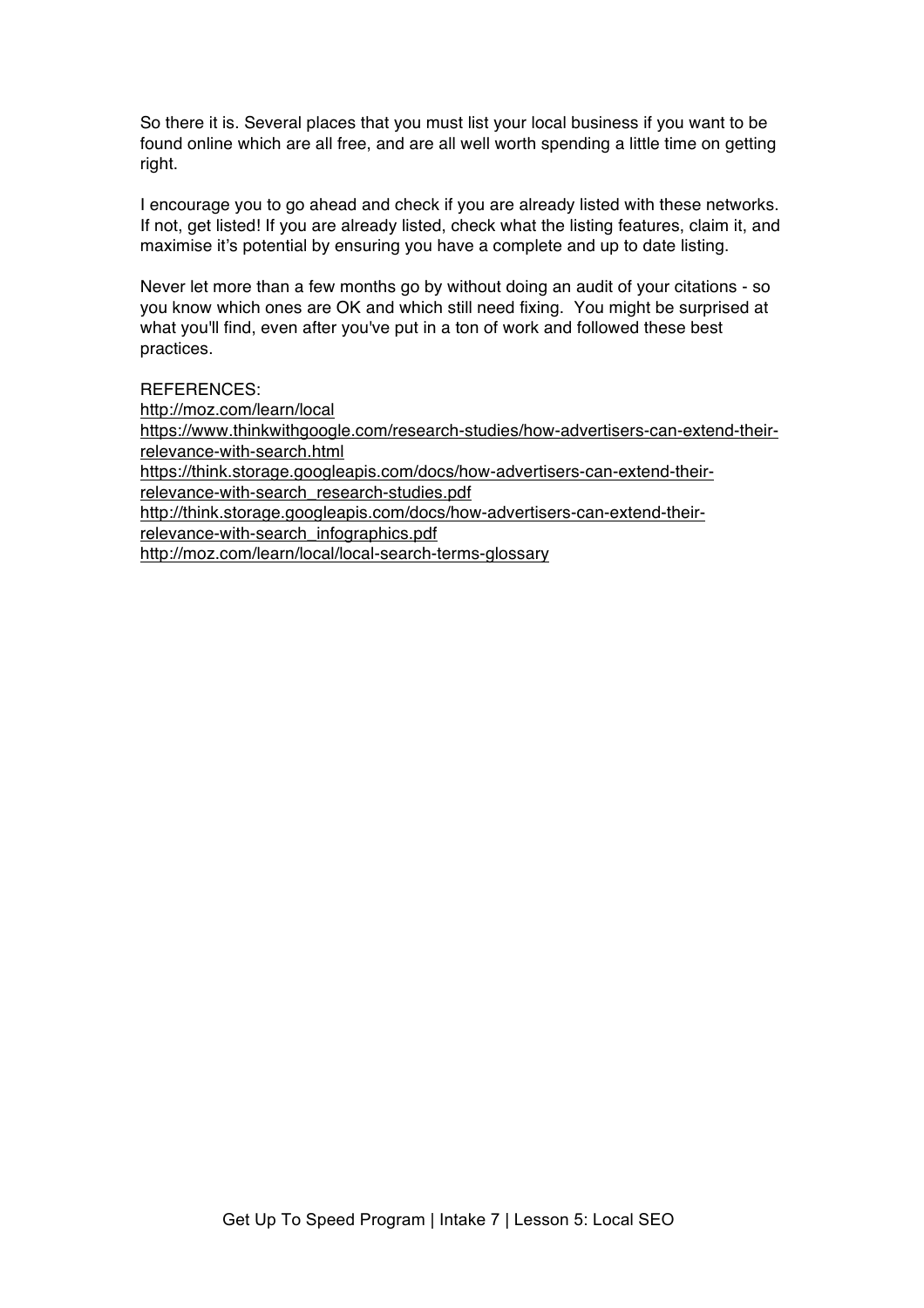So there it is. Several places that you must list your local business if you want to be found online which are all free, and are all well worth spending a little time on getting right.

I encourage you to go ahead and check if you are already listed with these networks. If not, get listed! If you are already listed, check what the listing features, claim it, and maximise it's potential by ensuring you have a complete and up to date listing.

Never let more than a few months go by without doing an audit of your citations - so you know which ones are OK and which still need fixing. You might be surprised at what you'll find, even after you've put in a ton of work and followed these best practices.

REFERENCES:
http://moz.com/learn/local
https://www.thinkwithgoogle.com/research-studies/how-advertisers-can-extend-their-relevance-with-search.html
https://think.storage.googleapis.com/docs/how-advertisers-can-extend-their-relevance-with-search_research-studies.pdf
http://think.storage.googleapis.com/docs/how-advertisers-can-extend-their-relevance-with-search_infographics.pdf
http://moz.com/learn/local/local-search-terms-glossary